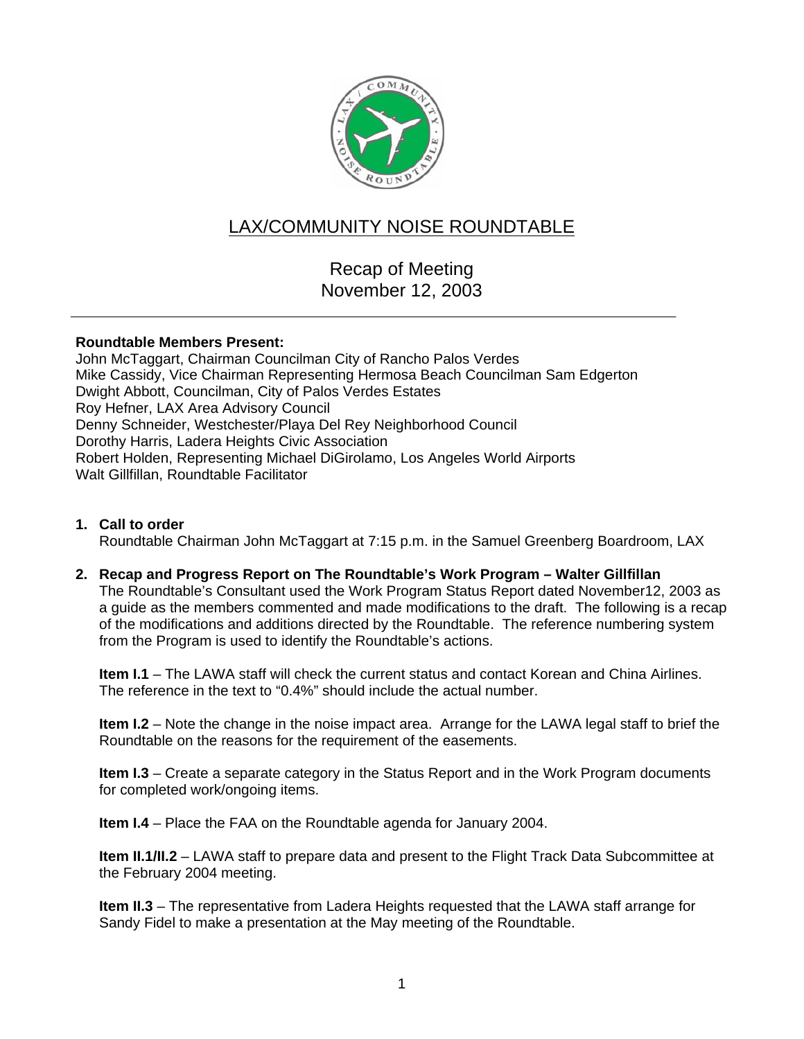# LAX/COMMUNITY NOISE ROUNDTABLE

## Recap of Meeting
## November 12, 2003

---

**Roundtable Members Present:**
John McTaggart, Chairman Councilman City of Rancho Palos Verdes
Mike Cassidy, Vice Chairman Representing Hermosa Beach Councilman Sam Edgerton
Dwight Abbott, Councilman, City of Palos Verdes Estates
Roy Hefner, LAX Area Advisory Council
Denny Schneider, Westchester/Playa Del Rey Neighborhood Council
Dorothy Harris, Ladera Heights Civic Association
Robert Holden, Representing Michael DiGirolamo, Los Angeles World Airports
Walt Gillfillan, Roundtable Facilitator

1. **Call to order**
   Roundtable Chairman John McTaggart at 7:15 p.m. in the Samuel Greenberg Boardroom, LAX

2. **Recap and Progress Report on The Roundtable's Work Program – Walter Gillfillan**
   The Roundtable's Consultant used the Work Program Status Report dated November12, 2003 as a guide as the members commented and made modifications to the draft. The following is a recap of the modifications and additions directed by the Roundtable. The reference numbering system from the Program is used to identify the Roundtable's actions.

   **Item I.1** – The LAWA staff will check the current status and contact Korean and China Airlines. The reference in the text to "0.4%" should include the actual number.

   **Item I.2** – Note the change in the noise impact area. Arrange for the LAWA legal staff to brief the Roundtable on the reasons for the requirement of the easements.

   **Item I.3** – Create a separate category in the Status Report and in the Work Program documents for completed work/ongoing items.

   **Item I.4** – Place the FAA on the Roundtable agenda for January 2004.

   **Item II.1/II.2** – LAWA staff to prepare data and present to the Flight Track Data Subcommittee at the February 2004 meeting.

   **Item II.3** – The representative from Ladera Heights requested that the LAWA staff arrange for Sandy Fidel to make a presentation at the May meeting of the Roundtable.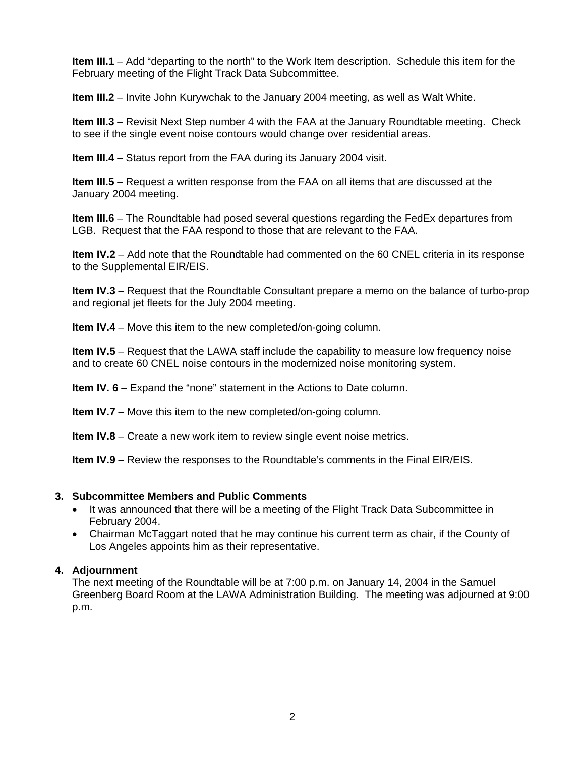**Item III.1** – Add “departing to the north” to the Work Item description. Schedule this item for the February meeting of the Flight Track Data Subcommittee.

**Item III.2** – Invite John Kurywchak to the January 2004 meeting, as well as Walt White.

**Item III.3** – Revisit Next Step number 4 with the FAA at the January Roundtable meeting. Check to see if the single event noise contours would change over residential areas.

**Item III.4** – Status report from the FAA during its January 2004 visit.

**Item III.5** – Request a written response from the FAA on all items that are discussed at the January 2004 meeting.

**Item III.6** – The Roundtable had posed several questions regarding the FedEx departures from LGB. Request that the FAA respond to those that are relevant to the FAA.

**Item IV.2** – Add note that the Roundtable had commented on the 60 CNEL criteria in its response to the Supplemental EIR/EIS.

**Item IV.3** – Request that the Roundtable Consultant prepare a memo on the balance of turbo-prop and regional jet fleets for the July 2004 meeting.

**Item IV.4** – Move this item to the new completed/on-going column.

**Item IV.5** – Request that the LAWA staff include the capability to measure low frequency noise and to create 60 CNEL noise contours in the modernized noise monitoring system.

**Item IV. 6** – Expand the “none” statement in the Actions to Date column.

**Item IV.7** – Move this item to the new completed/on-going column.

**Item IV.8** – Create a new work item to review single event noise metrics.

**Item IV.9** – Review the responses to the Roundtable’s comments in the Final EIR/EIS.

### 3. Subcommittee Members and Public Comments

- It was announced that there will be a meeting of the Flight Track Data Subcommittee in February 2004.
- Chairman McTaggart noted that he may continue his current term as chair, if the County of Los Angeles appoints him as their representative.

### 4. Adjournment

The next meeting of the Roundtable will be at 7:00 p.m. on January 14, 2004 in the Samuel Greenberg Board Room at the LAWA Administration Building. The meeting was adjourned at 9:00 p.m.